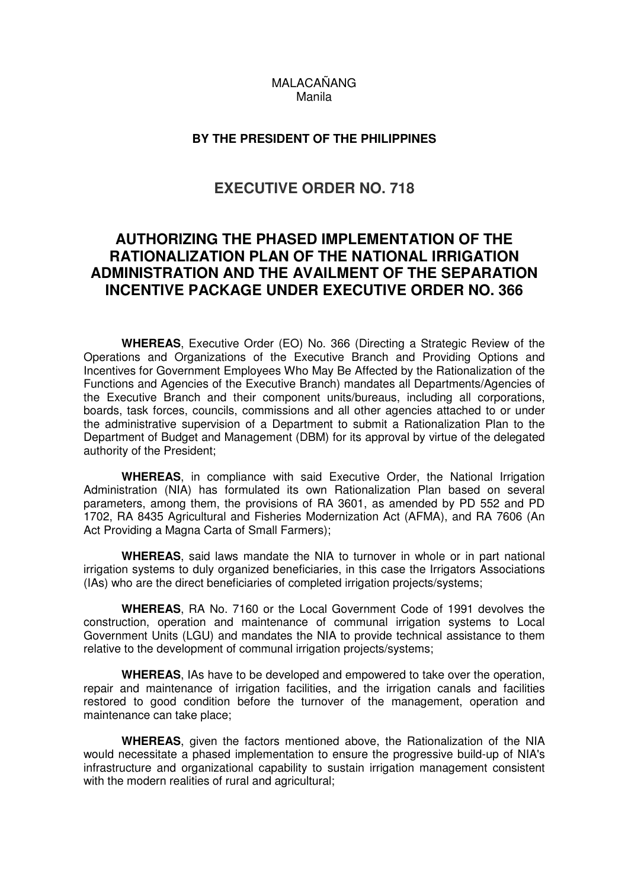MALACAÑANG
Manila

**BY THE PRESIDENT OF THE PHILIPPINES**

## EXECUTIVE ORDER NO. 718

# AUTHORIZING THE PHASED IMPLEMENTATION OF THE RATIONALIZATION PLAN OF THE NATIONAL IRRIGATION ADMINISTRATION AND THE AVAILMENT OF THE SEPARATION INCENTIVE PACKAGE UNDER EXECUTIVE ORDER NO. 366

**WHEREAS**, Executive Order (EO) No. 366 (Directing a Strategic Review of the Operations and Organizations of the Executive Branch and Providing Options and Incentives for Government Employees Who May Be Affected by the Rationalization of the Functions and Agencies of the Executive Branch) mandates all Departments/Agencies of the Executive Branch and their component units/bureaus, including all corporations, boards, task forces, councils, commissions and all other agencies attached to or under the administrative supervision of a Department to submit a Rationalization Plan to the Department of Budget and Management (DBM) for its approval by virtue of the delegated authority of the President;

**WHEREAS**, in compliance with said Executive Order, the National Irrigation Administration (NIA) has formulated its own Rationalization Plan based on several parameters, among them, the provisions of RA 3601, as amended by PD 552 and PD 1702, RA 8435 Agricultural and Fisheries Modernization Act (AFMA), and RA 7606 (An Act Providing a Magna Carta of Small Farmers);

**WHEREAS**, said laws mandate the NIA to turnover in whole or in part national irrigation systems to duly organized beneficiaries, in this case the Irrigators Associations (IAs) who are the direct beneficiaries of completed irrigation projects/systems;

**WHEREAS**, RA No. 7160 or the Local Government Code of 1991 devolves the construction, operation and maintenance of communal irrigation systems to Local Government Units (LGU) and mandates the NIA to provide technical assistance to them relative to the development of communal irrigation projects/systems;

**WHEREAS**, IAs have to be developed and empowered to take over the operation, repair and maintenance of irrigation facilities, and the irrigation canals and facilities restored to good condition before the turnover of the management, operation and maintenance can take place;

**WHEREAS**, given the factors mentioned above, the Rationalization of the NIA would necessitate a phased implementation to ensure the progressive build-up of NIA's infrastructure and organizational capability to sustain irrigation management consistent with the modern realities of rural and agricultural;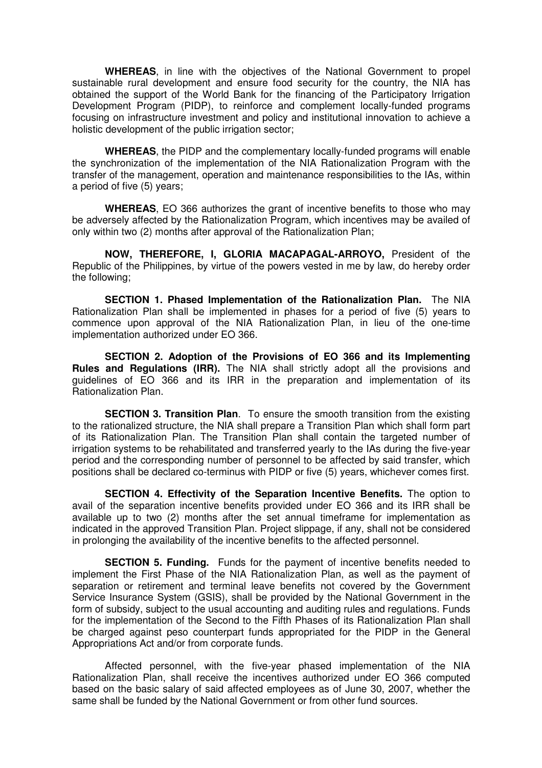**WHEREAS**, in line with the objectives of the National Government to propel sustainable rural development and ensure food security for the country, the NIA has obtained the support of the World Bank for the financing of the Participatory Irrigation Development Program (PIDP), to reinforce and complement locally-funded programs focusing on infrastructure investment and policy and institutional innovation to achieve a holistic development of the public irrigation sector;

**WHEREAS**, the PIDP and the complementary locally-funded programs will enable the synchronization of the implementation of the NIA Rationalization Program with the transfer of the management, operation and maintenance responsibilities to the IAs, within a period of five (5) years;

**WHEREAS**, EO 366 authorizes the grant of incentive benefits to those who may be adversely affected by the Rationalization Program, which incentives may be availed of only within two (2) months after approval of the Rationalization Plan;

**NOW, THEREFORE, I, GLORIA MACAPAGAL-ARROYO,** President of the Republic of the Philippines, by virtue of the powers vested in me by law, do hereby order the following;

**SECTION 1. Phased Implementation of the Rationalization Plan.** The NIA Rationalization Plan shall be implemented in phases for a period of five (5) years to commence upon approval of the NIA Rationalization Plan, in lieu of the one-time implementation authorized under EO 366.

**SECTION 2. Adoption of the Provisions of EO 366 and its Implementing Rules and Regulations (IRR).** The NIA shall strictly adopt all the provisions and guidelines of EO 366 and its IRR in the preparation and implementation of its Rationalization Plan.

**SECTION 3. Transition Plan**. To ensure the smooth transition from the existing to the rationalized structure, the NIA shall prepare a Transition Plan which shall form part of its Rationalization Plan. The Transition Plan shall contain the targeted number of irrigation systems to be rehabilitated and transferred yearly to the IAs during the five-year period and the corresponding number of personnel to be affected by said transfer, which positions shall be declared co-terminus with PIDP or five (5) years, whichever comes first.

**SECTION 4. Effectivity of the Separation Incentive Benefits.** The option to avail of the separation incentive benefits provided under EO 366 and its IRR shall be available up to two (2) months after the set annual timeframe for implementation as indicated in the approved Transition Plan. Project slippage, if any, shall not be considered in prolonging the availability of the incentive benefits to the affected personnel.

**SECTION 5. Funding.** Funds for the payment of incentive benefits needed to implement the First Phase of the NIA Rationalization Plan, as well as the payment of separation or retirement and terminal leave benefits not covered by the Government Service Insurance System (GSIS), shall be provided by the National Government in the form of subsidy, subject to the usual accounting and auditing rules and regulations. Funds for the implementation of the Second to the Fifth Phases of its Rationalization Plan shall be charged against peso counterpart funds appropriated for the PIDP in the General Appropriations Act and/or from corporate funds.

Affected personnel, with the five-year phased implementation of the NIA Rationalization Plan, shall receive the incentives authorized under EO 366 computed based on the basic salary of said affected employees as of June 30, 2007, whether the same shall be funded by the National Government or from other fund sources.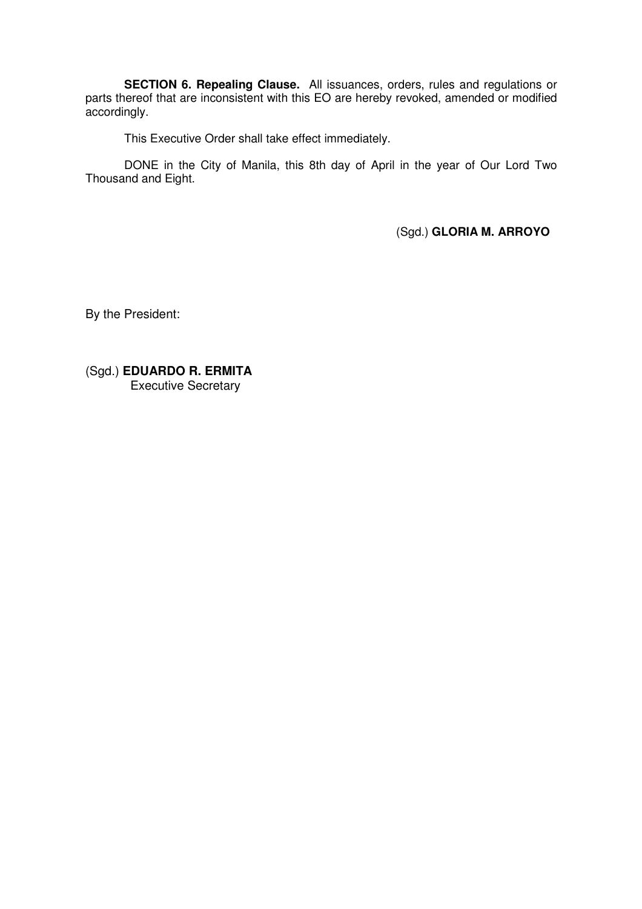**SECTION 6. Repealing Clause.** All issuances, orders, rules and regulations or parts thereof that are inconsistent with this EO are hereby revoked, amended or modified accordingly.

This Executive Order shall take effect immediately.

DONE in the City of Manila, this 8th day of April in the year of Our Lord Two Thousand and Eight.

(Sgd.) **GLORIA M. ARROYO**

By the President:

(Sgd.) **EDUARDO R. ERMITA**
Executive Secretary